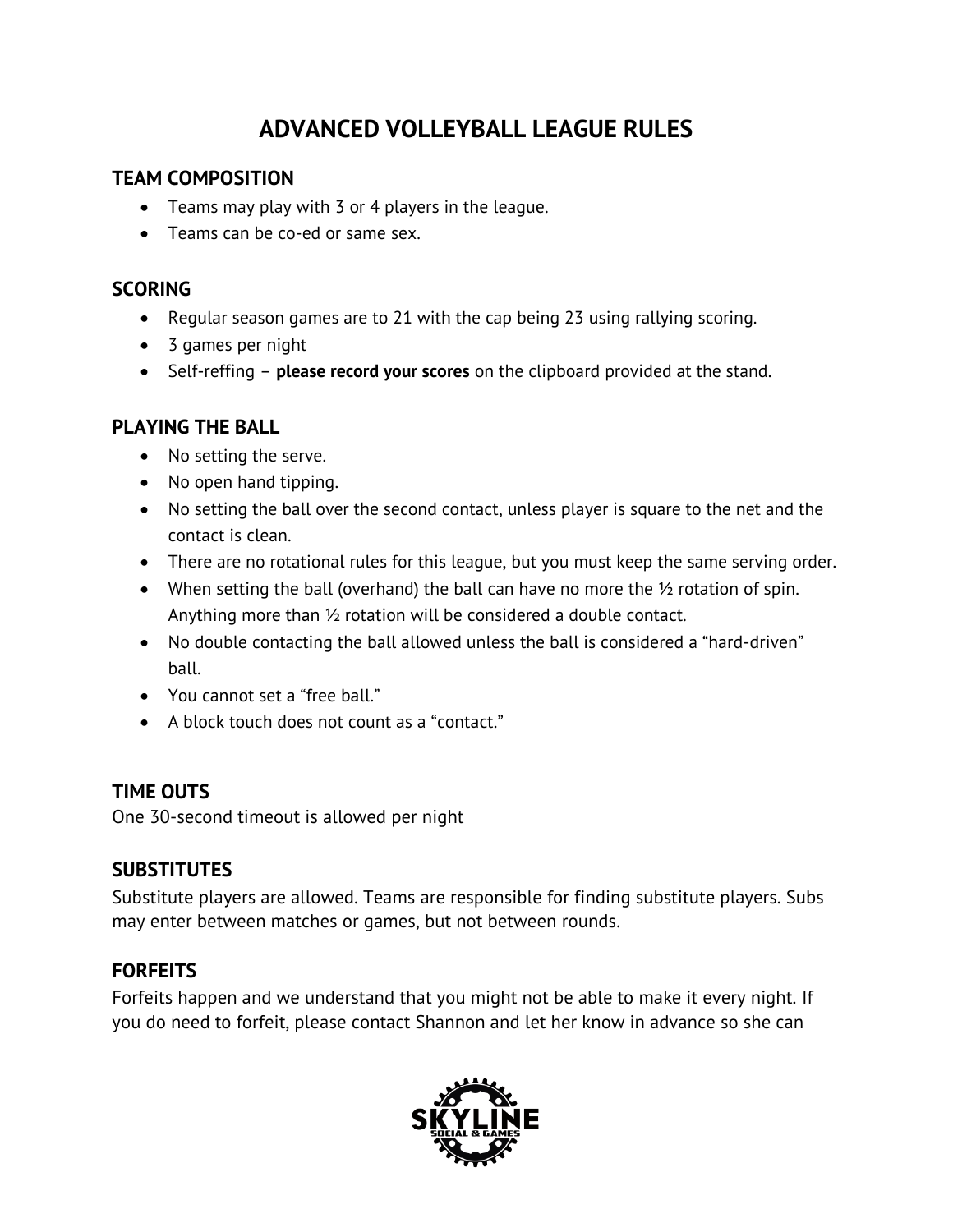# ADVANCED VOLLEYBALL LEAGUE RULES

## TEAM COMPOSITION

- Teams may play with 3 or 4 players in the league.
- Teams can be co-ed or same sex.

## SCORING

- Regular season games are to 21 with the cap being 23 using rallying scoring.
- 3 games per night
- Self-reffing – **please record your scores** on the clipboard provided at the stand.

## PLAYING THE BALL

- No setting the serve.
- No open hand tipping.
- No setting the ball over the second contact, unless player is square to the net and the contact is clean.
- There are no rotational rules for this league, but you must keep the same serving order.
- When setting the ball (overhand) the ball can have no more the ½ rotation of spin. Anything more than ½ rotation will be considered a double contact.
- No double contacting the ball allowed unless the ball is considered a "hard-driven" ball.
- You cannot set a "free ball."
- A block touch does not count as a "contact."

## TIME OUTS

One 30-second timeout is allowed per night

## SUBSTITUTES

Substitute players are allowed. Teams are responsible for finding substitute players. Subs may enter between matches or games, but not between rounds.

## FORFEITS

Forfeits happen and we understand that you might not be able to make it every night. If you do need to forfeit, please contact Shannon and let her know in advance so she can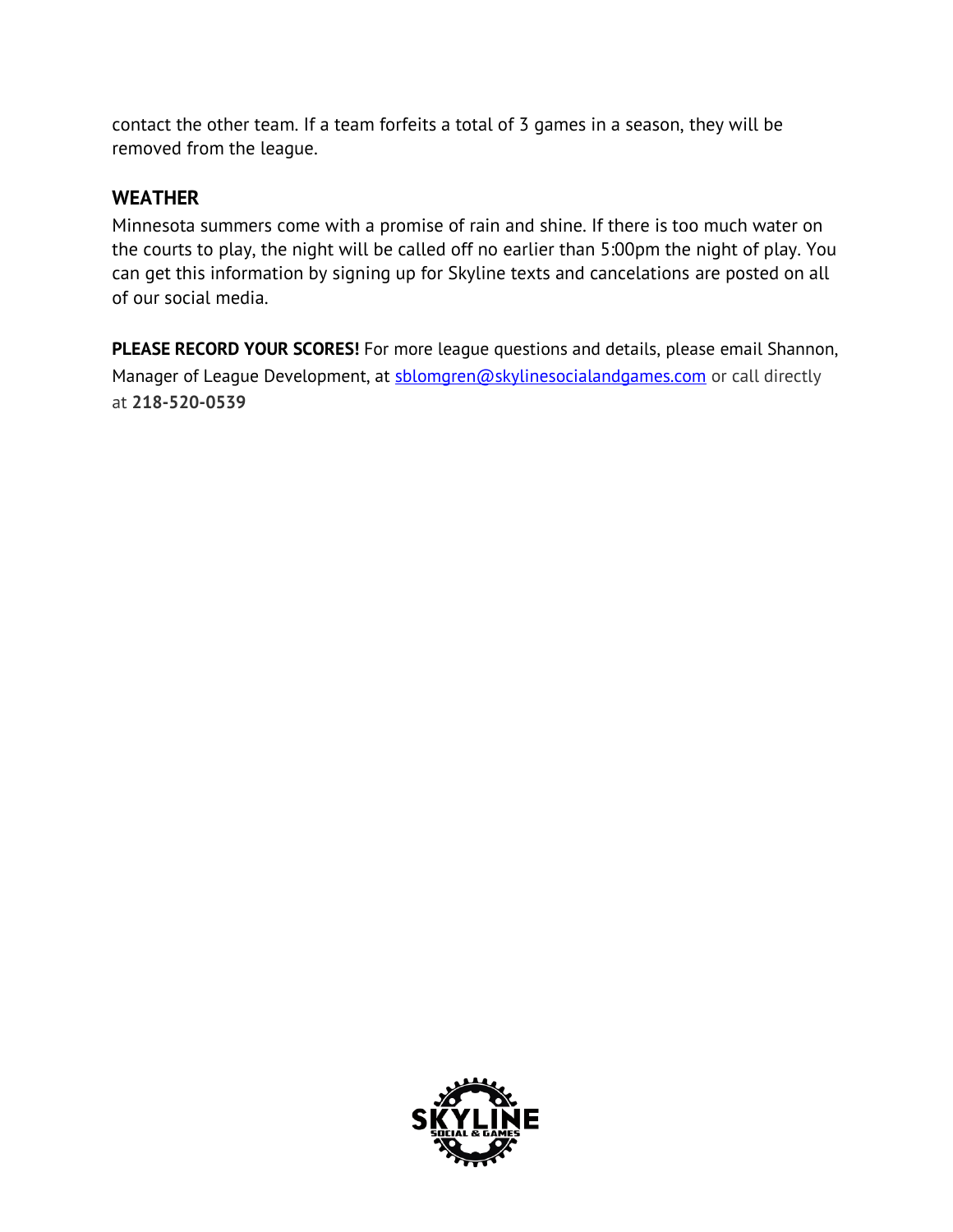contact the other team. If a team forfeits a total of 3 games in a season, they will be removed from the league.

## WEATHER

Minnesota summers come with a promise of rain and shine. If there is too much water on the courts to play, the night will be called off no earlier than 5:00pm the night of play. You can get this information by signing up for Skyline texts and cancelations are posted on all of our social media.

**PLEASE RECORD YOUR SCORES!** For more league questions and details, please email Shannon, Manager of League Development, at sblomgren@skylinesocialandgames.com or call directly at **218-520-0539**